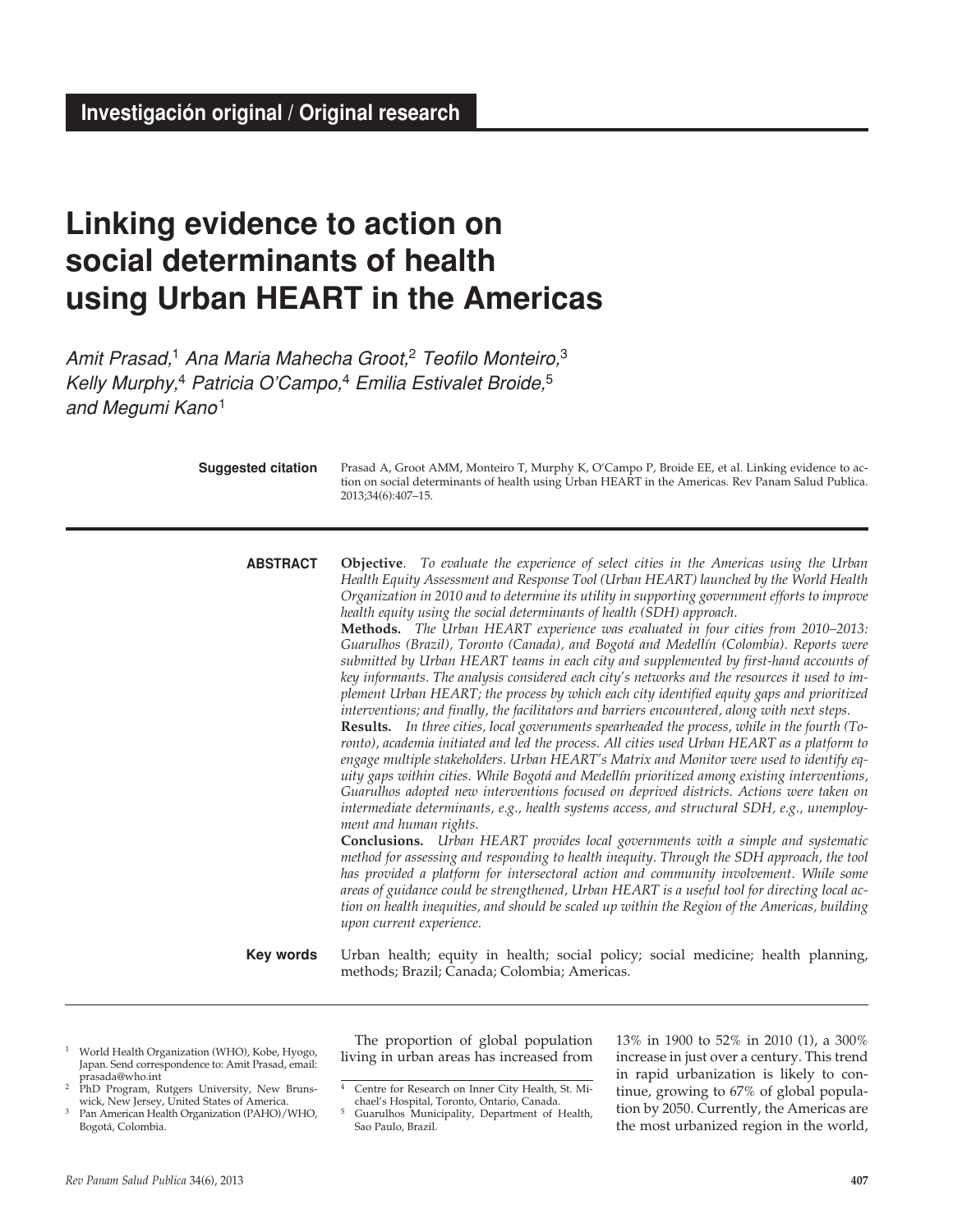**Investigación original / Original research**

# Linking evidence to action on social determinants of health using Urban HEART in the Americas

*Amit Prasad,[1] Ana Maria Mahecha Groot,[2] Teofilo Monteiro,[3] Kelly Murphy,[4] Patricia O'Campo,[4] Emilia Estivalet Broide,[5] and Megumi Kano[1]*

**Suggested citation** Prasad A, Groot AMM, Monteiro T, Murphy K, O'Campo P, Broide EE, et al. Linking evidence to action on social determinants of health using Urban HEART in the Americas. Rev Panam Salud Publica. 2013;34(6):407–15.

**ABSTRACT**

**Objective**. *To evaluate the experience of select cities in the Americas using the Urban Health Equity Assessment and Response Tool (Urban HEART) launched by the World Health Organization in 2010 and to determine its utility in supporting government efforts to improve health equity using the social determinants of health (SDH) approach.*

**Methods.** *The Urban HEART experience was evaluated in four cities from 2010–2013: Guarulhos (Brazil), Toronto (Canada), and Bogotá and Medellín (Colombia). Reports were submitted by Urban HEART teams in each city and supplemented by first-hand accounts of key informants. The analysis considered each city's networks and the resources it used to implement Urban HEART; the process by which each city identified equity gaps and prioritized interventions; and finally, the facilitators and barriers encountered, along with next steps.*

**Results.** *In three cities, local governments spearheaded the process, while in the fourth (Toronto), academia initiated and led the process. All cities used Urban HEART as a platform to engage multiple stakeholders. Urban HEART's Matrix and Monitor were used to identify equity gaps within cities. While Bogotá and Medellín prioritized among existing interventions, Guarulhos adopted new interventions focused on deprived districts. Actions were taken on intermediate determinants, e.g., health systems access, and structural SDH, e.g., unemployment and human rights.*

**Conclusions.** *Urban HEART provides local governments with a simple and systematic method for assessing and responding to health inequity. Through the SDH approach, the tool has provided a platform for intersectoral action and community involvement. While some areas of guidance could be strengthened, Urban HEART is a useful tool for directing local action on health inequities, and should be scaled up within the Region of the Americas, building upon current experience.*

**Key words** Urban health; equity in health; social policy; social medicine; health planning, methods; Brazil; Canada; Colombia; Americas.

---

[1] World Health Organization (WHO), Kobe, Hyogo, Japan. Send correspondence to: Amit Prasad, email: prasada@who.int
[2] PhD Program, Rutgers University, New Brunswick, New Jersey, United States of America.
[3] Pan American Health Organization (PAHO)/WHO, Bogotá, Colombia.
[4] Centre for Research on Inner City Health, St. Michael's Hospital, Toronto, Ontario, Canada.
[5] Guarulhos Municipality, Department of Health, Sao Paulo, Brazil.

The proportion of global population living in urban areas has increased from 13% in 1900 to 52% in 2010 (1), a 300% increase in just over a century. This trend in rapid urbanization is likely to continue, growing to 67% of global population by 2050. Currently, the Americas are the most urbanized region in the world,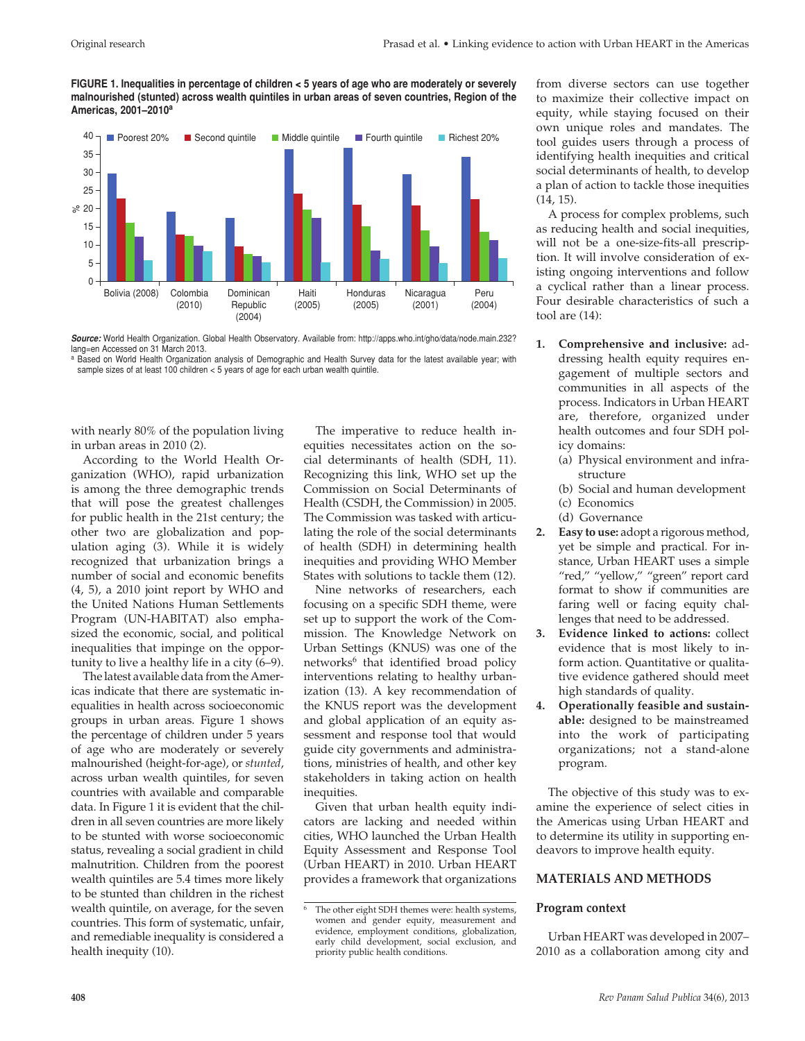**FIGURE 1. Inequalities in percentage of children < 5 years of age who are moderately or severely malnourished (stunted) across wealth quintiles in urban areas of seven countries, Region of the Americas, 2001–2010[a]**

Poorest 20% | Second quintile | Middle quintile | Fourth quintile | Richest 20%

%

40
35
30
25
20
15
10
5
0

Bolivia (2008) | Colombia (2010) | Dominican Republic (2004) | Haiti (2005) | Honduras (2005) | Nicaragua (2001) | Peru (2004)

***Source:*** World Health Organization. Global Health Observatory. Available from: http://apps.who.int/gho/data/node.main.232?lang=en Accessed on 31 March 2013.

[a] Based on World Health Organization analysis of Demographic and Health Survey data for the latest available year; with sample sizes of at least 100 children < 5 years of age for each urban wealth quintile.

with nearly 80% of the population living in urban areas in 2010 (2).

According to the World Health Organization (WHO), rapid urbanization is among the three demographic trends that will pose the greatest challenges for public health in the 21st century; the other two are globalization and population aging (3). While it is widely recognized that urbanization brings a number of social and economic benefits (4, 5), a 2010 joint report by WHO and the United Nations Human Settlements Program (UN-HABITAT) also emphasized the economic, social, and political inequalities that impinge on the opportunity to live a healthy life in a city (6–9).

The latest available data from the Americas indicate that there are systematic inequalities in health across socioeconomic groups in urban areas. Figure 1 shows the percentage of children under 5 years of age who are moderately or severely malnourished (height-for-age), or *stunted*, across urban wealth quintiles, for seven countries with available and comparable data. In Figure 1 it is evident that the children in all seven countries are more likely to be stunted with worse socioeconomic status, revealing a social gradient in child malnutrition. Children from the poorest wealth quintiles are 5.4 times more likely to be stunted than children in the richest wealth quintile, on average, for the seven countries. This form of systematic, unfair, and remediable inequality is considered a health inequity (10).

The imperative to reduce health inequities necessitates action on the social determinants of health (SDH, 11). Recognizing this link, WHO set up the Commission on Social Determinants of Health (CSDH, the Commission) in 2005. The Commission was tasked with articulating the role of the social determinants of health (SDH) in determining health inequities and providing WHO Member States with solutions to tackle them (12).

Nine networks of researchers, each focusing on a specific SDH theme, were set up to support the work of the Commission. The Knowledge Network on Urban Settings (KNUS) was one of the networks[6] that identified broad policy interventions relating to healthy urbanization (13). A key recommendation of the KNUS report was the development and global application of an equity assessment and response tool that would guide city governments and administrations, ministries of health, and other key stakeholders in taking action on health inequities.

Given that urban health equity indicators are lacking and needed within cities, WHO launched the Urban Health Equity Assessment and Response Tool (Urban HEART) in 2010. Urban HEART provides a framework that organizations from diverse sectors can use together to maximize their collective impact on equity, while staying focused on their own unique roles and mandates. The tool guides users through a process of identifying health inequities and critical social determinants of health, to develop a plan of action to tackle those inequities (14, 15).

A process for complex problems, such as reducing health and social inequities, will not be a one-size-fits-all prescription. It will involve consideration of existing ongoing interventions and follow a cyclical rather than a linear process. Four desirable characteristics of such a tool are (14):

1. **Comprehensive and inclusive:** addressing health equity requires engagement of multiple sectors and communities in all aspects of the process. Indicators in Urban HEART are, therefore, organized under health outcomes and four SDH policy domains:
   (a) Physical environment and infrastructure
   (b) Social and human development
   (c) Economics
   (d) Governance
2. **Easy to use:** adopt a rigorous method, yet be simple and practical. For instance, Urban HEART uses a simple "red," "yellow," "green" report card format to show if communities are faring well or facing equity challenges that need to be addressed.
3. **Evidence linked to actions:** collect evidence that is most likely to inform action. Quantitative or qualitative evidence gathered should meet high standards of quality.
4. **Operationally feasible and sustainable:** designed to be mainstreamed into the work of participating organizations; not a stand-alone program.

The objective of this study was to examine the experience of select cities in the Americas using Urban HEART and to determine its utility in supporting endeavors to improve health equity.

## MATERIALS AND METHODS

### Program context

Urban HEART was developed in 2007–2010 as a collaboration among city and

[6] The other eight SDH themes were: health systems, women and gender equity, measurement and evidence, employment conditions, globalization, early child development, social exclusion, and priority public health conditions.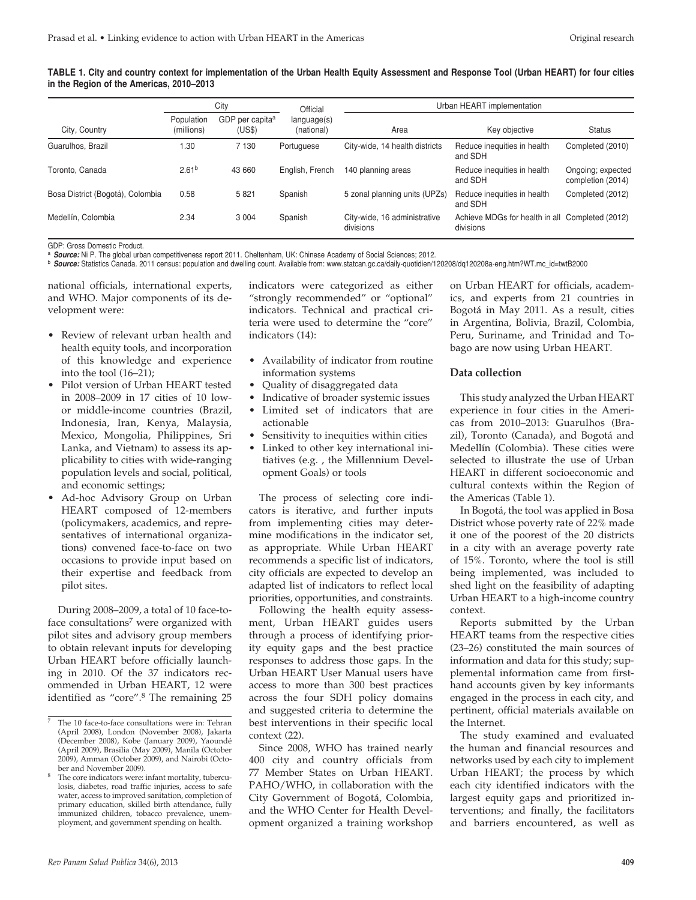**TABLE 1. City and country context for implementation of the Urban Health Equity Assessment and Response Tool (Urban HEART) for four cities in the Region of the Americas, 2010–2013**

| | City | | Official language(s) (national) | Urban HEART implementation | | |
|---|---|---|---|---|---|---|
| City, Country | Population (millions) | GDP per capita[a] (US$) | | Area | Key objective | Status |
| Guarulhos, Brazil | 1.30 | 7 130 | Portuguese | City-wide, 14 health districts | Reduce inequities in health and SDH | Completed (2010) |
| Toronto, Canada | 2.61[b] | 43 660 | English, French | 140 planning areas | Reduce inequities in health and SDH | Ongoing; expected completion (2014) |
| Bosa District (Bogotá), Colombia | 0.58 | 5 821 | Spanish | 5 zonal planning units (UPZs) | Reduce inequities in health and SDH | Completed (2012) |
| Medellín, Colombia | 2.34 | 3 004 | Spanish | City-wide, 16 administrative divisions | Achieve MDGs for health in all divisions | Completed (2012) |

GDP: Gross Domestic Product.
[a] ***Source:*** Ni P. The global urban competitiveness report 2011. Cheltenham, UK: Chinese Academy of Social Sciences; 2012.
[b] ***Source:*** Statistics Canada. 2011 census: population and dwelling count. Available from: www.statcan.gc.ca/daily-quotidien/120208/dq120208a-eng.htm?WT.mc_id=twtB2000

national officials, international experts, and WHO. Major components of its development were:

- Review of relevant urban health and health equity tools, and incorporation of this knowledge and experience into the tool (16–21);
- Pilot version of Urban HEART tested in 2008–2009 in 17 cities of 10 low- or middle-income countries (Brazil, Indonesia, Iran, Kenya, Malaysia, Mexico, Mongolia, Philippines, Sri Lanka, and Vietnam) to assess its applicability to cities with wide-ranging population levels and social, political, and economic settings;
- Ad-hoc Advisory Group on Urban HEART composed of 12-members (policymakers, academics, and representatives of international organizations) convened face-to-face on two occasions to provide input based on their expertise and feedback from pilot sites.

During 2008–2009, a total of 10 face-to-face consultations[7] were organized with pilot sites and advisory group members to obtain relevant inputs for developing Urban HEART before officially launching in 2010. Of the 37 indicators recommended in Urban HEART, 12 were identified as "core".[8] The remaining 25 indicators were categorized as either "strongly recommended" or "optional" indicators. Technical and practical criteria were used to determine the "core" indicators (14):

- Availability of indicator from routine information systems
- Quality of disaggregated data
- Indicative of broader systemic issues
- Limited set of indicators that are actionable
- Sensitivity to inequities within cities
- Linked to other key international initiatives (e.g. , the Millennium Development Goals) or tools

The process of selecting core indicators is iterative, and further inputs from implementing cities may determine modifications in the indicator set, as appropriate. While Urban HEART recommends a specific list of indicators, city officials are expected to develop an adapted list of indicators to reflect local priorities, opportunities, and constraints.

Following the health equity assessment, Urban HEART guides users through a process of identifying priority equity gaps and the best practice responses to address those gaps. In the Urban HEART User Manual users have access to more than 300 best practices across the four SDH policy domains and suggested criteria to determine the best interventions in their specific local context (22).

Since 2008, WHO has trained nearly 400 city and country officials from 77 Member States on Urban HEART. PAHO/WHO, in collaboration with the City Government of Bogotá, Colombia, and the WHO Center for Health Development organized a training workshop on Urban HEART for officials, academics, and experts from 21 countries in Bogotá in May 2011. As a result, cities in Argentina, Bolivia, Brazil, Colombia, Peru, Suriname, and Trinidad and Tobago are now using Urban HEART.

### Data collection

This study analyzed the Urban HEART experience in four cities in the Americas from 2010–2013: Guarulhos (Brazil), Toronto (Canada), and Bogotá and Medellín (Colombia). These cities were selected to illustrate the use of Urban HEART in different socioeconomic and cultural contexts within the Region of the Americas (Table 1).

In Bogotá, the tool was applied in Bosa District whose poverty rate of 22% made it one of the poorest of the 20 districts in a city with an average poverty rate of 15%. Toronto, where the tool is still being implemented, was included to shed light on the feasibility of adapting Urban HEART to a high-income country context.

Reports submitted by the Urban HEART teams from the respective cities (23–26) constituted the main sources of information and data for this study; supplemental information came from first-hand accounts given by key informants engaged in the process in each city, and pertinent, official materials available on the Internet.

The study examined and evaluated the human and financial resources and networks used by each city to implement Urban HEART; the process by which each city identified indicators with the largest equity gaps and prioritized interventions; and finally, the facilitators and barriers encountered, as well as

[7] The 10 face-to-face consultations were in: Tehran (April 2008), London (November 2008), Jakarta (December 2008), Kobe (January 2009), Yaoundé (April 2009), Brasilia (May 2009), Manila (October 2009), Amman (October 2009), and Nairobi (October and November 2009).

[8] The core indicators were: infant mortality, tuberculosis, diabetes, road traffic injuries, access to safe water, access to improved sanitation, completion of primary education, skilled birth attendance, fully immunized children, tobacco prevalence, unemployment, and government spending on health.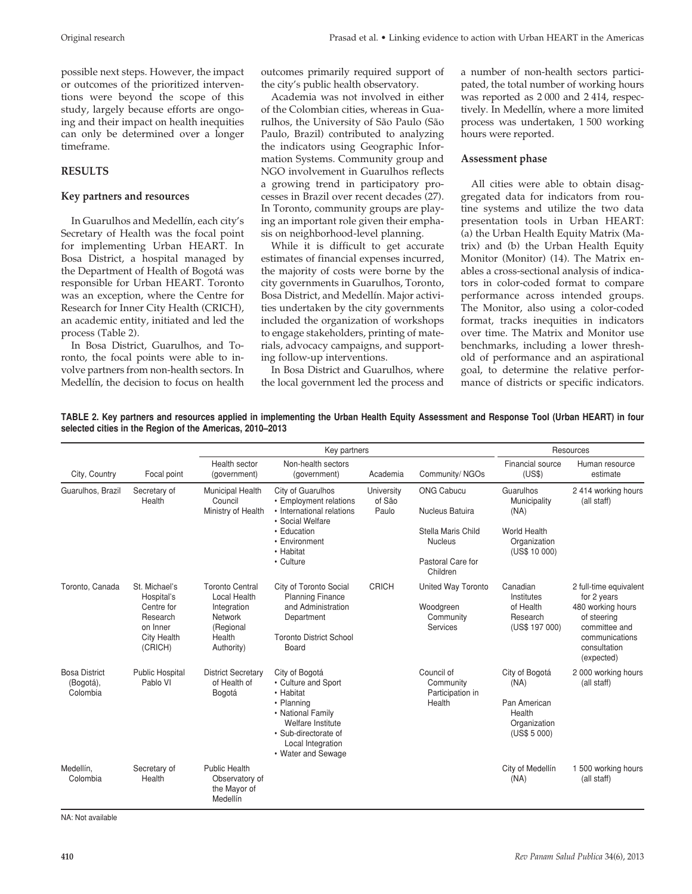possible next steps. However, the impact or outcomes of the prioritized interventions were beyond the scope of this study, largely because efforts are ongoing and their impact on health inequities can only be determined over a longer timeframe.

## RESULTS

### Key partners and resources

In Guarulhos and Medellín, each city's Secretary of Health was the focal point for implementing Urban HEART. In Bosa District, a hospital managed by the Department of Health of Bogotá was responsible for Urban HEART. Toronto was an exception, where the Centre for Research for Inner City Health (CRICH), an academic entity, initiated and led the process (Table 2).

In Bosa District, Guarulhos, and Toronto, the focal points were able to involve partners from non-health sectors. In Medellín, the decision to focus on health outcomes primarily required support of the city's public health observatory.

Academia was not involved in either of the Colombian cities, whereas in Guarulhos, the University of São Paulo (São Paulo, Brazil) contributed to analyzing the indicators using Geographic Information Systems. Community group and NGO involvement in Guarulhos reflects a growing trend in participatory processes in Brazil over recent decades (27). In Toronto, community groups are playing an important role given their emphasis on neighborhood-level planning.

While it is difficult to get accurate estimates of financial expenses incurred, the majority of costs were borne by the city governments in Guarulhos, Toronto, Bosa District, and Medellín. Major activities undertaken by the city governments included the organization of workshops to engage stakeholders, printing of materials, advocacy campaigns, and supporting follow-up interventions.

In Bosa District and Guarulhos, where the local government led the process and a number of non-health sectors participated, the total number of working hours was reported as 2 000 and 2 414, respectively. In Medellín, where a more limited process was undertaken, 1 500 working hours were reported.

### Assessment phase

All cities were able to obtain disaggregated data for indicators from routine systems and utilize the two data presentation tools in Urban HEART: (a) the Urban Health Equity Matrix (Matrix) and (b) the Urban Health Equity Monitor (Monitor) (14). The Matrix enables a cross-sectional analysis of indicators in color-coded format to compare performance across intended groups. The Monitor, also using a color-coded format, tracks inequities in indicators over time. The Matrix and Monitor use benchmarks, including a lower threshold of performance and an aspirational goal, to determine the relative performance of districts or specific indicators.

**TABLE 2. Key partners and resources applied in implementing the Urban Health Equity Assessment and Response Tool (Urban HEART) in four selected cities in the Region of the Americas, 2010–2013**

| | | Key partners | | | | Resources | |
|---|---|---|---|---|---|---|---|
| City, Country | Focal point | Health sector (government) | Non-health sectors (government) | Academia | Community/ NGOs | Financial source (US$) | Human resource estimate |
| Guarulhos, Brazil | Secretary of Health | Municipal Health Council<br>Ministry of Health | City of Guarulhos<br>• Employment relations<br>• International relations<br>• Social Welfare<br>• Education<br>• Environment<br>• Habitat<br>• Culture | University of São Paulo | ONG Cabucu<br>Nucleus Batuira<br>Stella Maris Child Nucleus<br>Pastoral Care for Children | Guarulhos Municipality (NA)<br>World Health Organization (US$ 10 000) | 2 414 working hours (all staff) |
| Toronto, Canada | St. Michael's Hospital's Centre for Research on Inner City Health (CRICH) | Toronto Central Local Health Integration Network (Regional Health Authority) | City of Toronto Social Planning Finance and Administration Department<br>Toronto District School Board | CRICH | United Way Toronto<br>Woodgreen Community Services | Canadian Institutes of Health Research (US$ 197 000) | 2 full-time equivalent for 2 years<br>480 working hours of steering committee and communications consultation (expected) |
| Bosa District (Bogotá), Colombia | Public Hospital Pablo VI | District Secretary of Health of Bogotá | City of Bogotá<br>• Culture and Sport<br>• Habitat<br>• Planning<br>• National Family Welfare Institute<br>• Sub-directorate of Local Integration<br>• Water and Sewage | | Council of Community Participation in Health | City of Bogotá (NA)<br>Pan American Health Organization (US$ 5 000) | 2 000 working hours (all staff) |
| Medellín, Colombia | Secretary of Health | Public Health Observatory of the Mayor of Medellín | | | | City of Medellín (NA) | 1 500 working hours (all staff) |

NA: Not available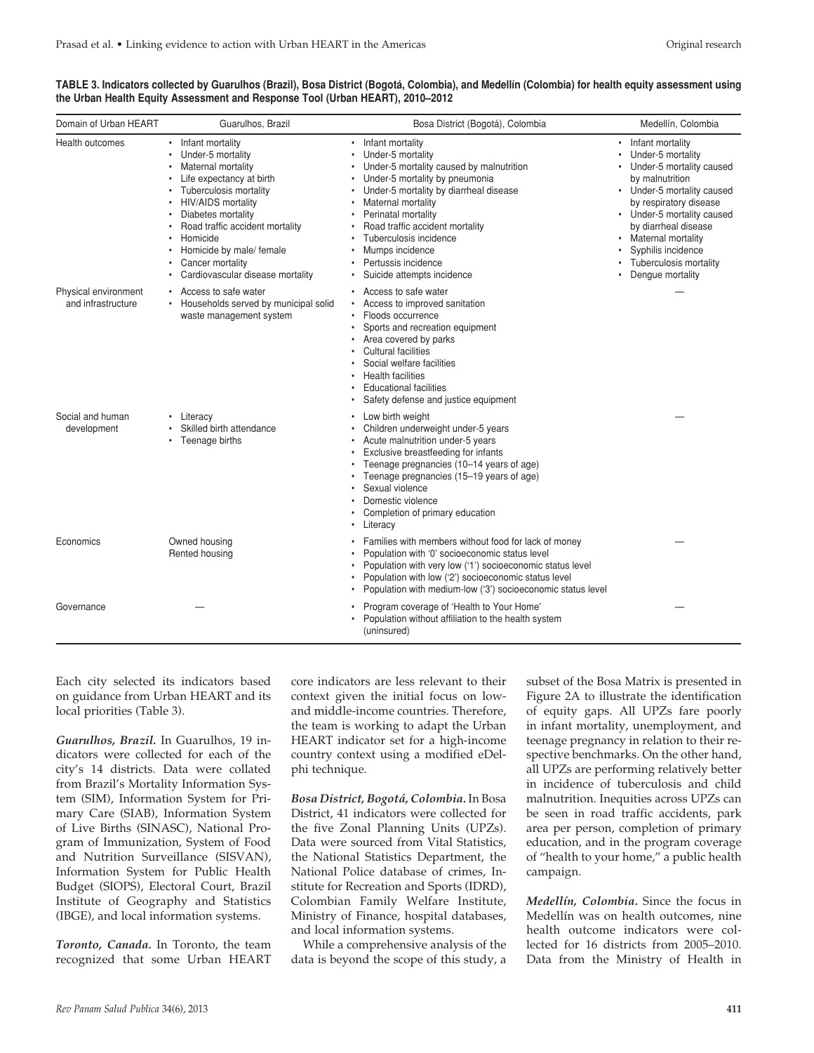**TABLE 3. Indicators collected by Guarulhos (Brazil), Bosa District (Bogotá, Colombia), and Medellín (Colombia) for health equity assessment using the Urban Health Equity Assessment and Response Tool (Urban HEART), 2010–2012**

| Domain of Urban HEART | Guarulhos, Brazil | Bosa District (Bogotá), Colombia | Medellín, Colombia |
|---|---|---|---|
| Health outcomes | • Infant mortality<br>• Under-5 mortality<br>• Maternal mortality<br>• Life expectancy at birth<br>• Tuberculosis mortality<br>• HIV/AIDS mortality<br>• Diabetes mortality<br>• Road traffic accident mortality<br>• Homicide<br>• Homicide by male/ female<br>• Cancer mortality<br>• Cardiovascular disease mortality | • Infant mortality<br>• Under-5 mortality<br>• Under-5 mortality caused by malnutrition<br>• Under-5 mortality by pneumonia<br>• Under-5 mortality by diarrheal disease<br>• Maternal mortality<br>• Perinatal mortality<br>• Road traffic accident mortality<br>• Tuberculosis incidence<br>• Mumps incidence<br>• Pertussis incidence<br>• Suicide attempts incidence | • Infant mortality<br>• Under-5 mortality<br>• Under-5 mortality caused by malnutrition<br>• Under-5 mortality caused by respiratory disease<br>• Under-5 mortality caused by diarrheal disease<br>• Maternal mortality<br>• Syphilis incidence<br>• Tuberculosis mortality<br>• Dengue mortality |
| Physical environment and infrastructure | • Access to safe water<br>• Households served by municipal solid waste management system | • Access to safe water<br>• Access to improved sanitation<br>• Floods occurrence<br>• Sports and recreation equipment<br>• Area covered by parks<br>• Cultural facilities<br>• Social welfare facilities<br>• Health facilities<br>• Educational facilities<br>• Safety defense and justice equipment | — |
| Social and human development | • Literacy<br>• Skilled birth attendance<br>• Teenage births | • Low birth weight<br>• Children underweight under-5 years<br>• Acute malnutrition under-5 years<br>• Exclusive breastfeeding for infants<br>• Teenage pregnancies (10–14 years of age)<br>• Teenage pregnancies (15–19 years of age)<br>• Sexual violence<br>• Domestic violence<br>• Completion of primary education<br>• Literacy | — |
| Economics | Owned housing<br>Rented housing | • Families with members without food for lack of money<br>• Population with '0' socioeconomic status level<br>• Population with very low ('1') socioeconomic status level<br>• Population with low ('2') socioeconomic status level<br>• Population with medium-low ('3') socioeconomic status level | — |
| Governance | — | • Program coverage of 'Health to Your Home'<br>• Population without affiliation to the health system (uninsured) | — |

Each city selected its indicators based on guidance from Urban HEART and its local priorities (Table 3).

***Guarulhos, Brazil.*** In Guarulhos, 19 indicators were collected for each of the city's 14 districts. Data were collated from Brazil's Mortality Information System (SIM), Information System for Primary Care (SIAB), Information System of Live Births (SINASC), National Program of Immunization, System of Food and Nutrition Surveillance (SISVAN), Information System for Public Health Budget (SIOPS), Electoral Court, Brazil Institute of Geography and Statistics (IBGE), and local information systems.

***Toronto, Canada.*** In Toronto, the team recognized that some Urban HEART core indicators are less relevant to their context given the initial focus on low- and middle-income countries. Therefore, the team is working to adapt the Urban HEART indicator set for a high-income country context using a modified eDelphi technique.

***Bosa District, Bogotá, Colombia.*** In Bosa District, 41 indicators were collected for the five Zonal Planning Units (UPZs). Data were sourced from Vital Statistics, the National Statistics Department, the National Police database of crimes, Institute for Recreation and Sports (IDRD), Colombian Family Welfare Institute, Ministry of Finance, hospital databases, and local information systems.

While a comprehensive analysis of the data is beyond the scope of this study, a subset of the Bosa Matrix is presented in Figure 2A to illustrate the identification of equity gaps. All UPZs fare poorly in infant mortality, unemployment, and teenage pregnancy in relation to their respective benchmarks. On the other hand, all UPZs are performing relatively better in incidence of tuberculosis and child malnutrition. Inequities across UPZs can be seen in road traffic accidents, park area per person, completion of primary education, and in the program coverage of "health to your home," a public health campaign.

***Medellín, Colombia.*** Since the focus in Medellín was on health outcomes, nine health outcome indicators were collected for 16 districts from 2005–2010. Data from the Ministry of Health in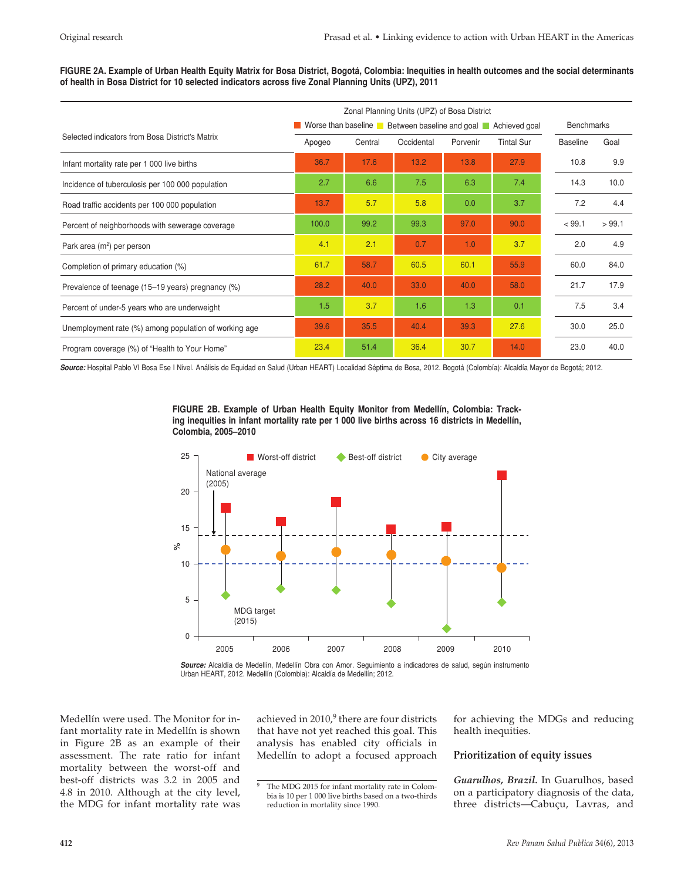**FIGURE 2A. Example of Urban Health Equity Matrix for Bosa District, Bogotá, Colombia: Inequities in health outcomes and the social determinants of health in Bosa District for 10 selected indicators across five Zonal Planning Units (UPZ), 2011**

| Selected indicators from Bosa District's Matrix | Zonal Planning Units (UPZ) of Bosa District (Worse than baseline / Between baseline and goal / Achieved goal) | | | | | Benchmarks | |
|---|---|---|---|---|---|---|---|
| | Apogeo | Central | Occidental | Porvenir | Tintal Sur | Baseline | Goal |
| Infant mortality rate per 1 000 live births | 36.7 | 17.6 | 13.2 | 13.8 | 27.9 | 10.8 | 9.9 |
| Incidence of tuberculosis per 100 000 population | 2.7 | 6.6 | 7.5 | 6.3 | 7.4 | 14.3 | 10.0 |
| Road traffic accidents per 100 000 population | 13.7 | 5.7 | 5.8 | 0.0 | 3.7 | 7.2 | 4.4 |
| Percent of neighborhoods with sewerage coverage | 100.0 | 99.2 | 99.3 | 97.0 | 90.0 | < 99.1 | > 99.1 |
| Park area (m$^2$) per person | 4.1 | 2.1 | 0.7 | 1.0 | 3.7 | 2.0 | 4.9 |
| Completion of primary education (%) | 61.7 | 58.7 | 60.5 | 60.1 | 55.9 | 60.0 | 84.0 |
| Prevalence of teenage (15–19 years) pregnancy (%) | 28.2 | 40.0 | 33.0 | 40.0 | 58.0 | 21.7 | 17.9 |
| Percent of under-5 years who are underweight | 1.5 | 3.7 | 1.6 | 1.3 | 0.1 | 7.5 | 3.4 |
| Unemployment rate (%) among population of working age | 39.6 | 35.5 | 40.4 | 39.3 | 27.6 | 30.0 | 25.0 |
| Program coverage (%) of "Health to Your Home" | 23.4 | 51.4 | 36.4 | 30.7 | 14.0 | 23.0 | 40.0 |

***Source:*** Hospital Pablo VI Bosa Ese I Nivel. Análisis de Equidad en Salud (Urban HEART) Localidad Séptima de Bosa, 2012. Bogotá (Colombia): Alcaldía Mayor de Bogotá; 2012.

**FIGURE 2B. Example of Urban Health Equity Monitor from Medellín, Colombia: Tracking inequities in infant mortality rate per 1 000 live births across 16 districts in Medellín, Colombia, 2005–2010**

***Source:*** Alcaldía de Medellín, Medellín Obra con Amor. Seguimiento a indicadores de salud, según instrumento Urban HEART, 2012. Medellín (Colombia): Alcaldía de Medellín; 2012.

Medellín were used. The Monitor for infant mortality rate in Medellín is shown in Figure 2B as an example of their assessment. The rate ratio for infant mortality between the worst-off and best-off districts was 3.2 in 2005 and 4.8 in 2010. Although at the city level, the MDG for infant mortality rate was achieved in 2010,[9] there are four districts that have not yet reached this goal. This analysis has enabled city officials in Medellín to adopt a focused approach for achieving the MDGs and reducing health inequities.

### Prioritization of equity issues

***Guarulhos, Brazil.*** In Guarulhos, based on a participatory diagnosis of the data, three districts—Cabuçu, Lavras, and

[9] The MDG 2015 for infant mortality rate in Colombia is 10 per 1 000 live births based on a two-thirds reduction in mortality since 1990.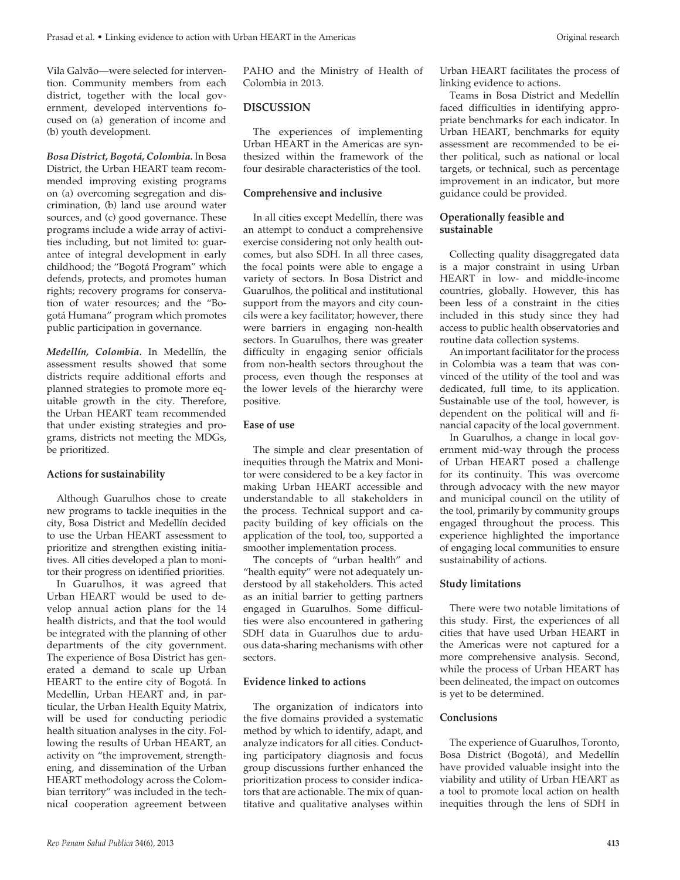Vila Galvão—were selected for intervention. Community members from each district, together with the local government, developed interventions focused on (a) generation of income and (b) youth development.

***Bosa District, Bogotá, Colombia.*** In Bosa District, the Urban HEART team recommended improving existing programs on (a) overcoming segregation and discrimination, (b) land use around water sources, and (c) good governance. These programs include a wide array of activities including, but not limited to: guarantee of integral development in early childhood; the "Bogotá Program" which defends, protects, and promotes human rights; recovery programs for conservation of water resources; and the "Bogotá Humana" program which promotes public participation in governance.

***Medellín, Colombia.*** In Medellín, the assessment results showed that some districts require additional efforts and planned strategies to promote more equitable growth in the city. Therefore, the Urban HEART team recommended that under existing strategies and programs, districts not meeting the MDGs, be prioritized.

### Actions for sustainability

Although Guarulhos chose to create new programs to tackle inequities in the city, Bosa District and Medellín decided to use the Urban HEART assessment to prioritize and strengthen existing initiatives. All cities developed a plan to monitor their progress on identified priorities.

In Guarulhos, it was agreed that Urban HEART would be used to develop annual action plans for the 14 health districts, and that the tool would be integrated with the planning of other departments of the city government. The experience of Bosa District has generated a demand to scale up Urban HEART to the entire city of Bogotá. In Medellín, Urban HEART and, in particular, the Urban Health Equity Matrix, will be used for conducting periodic health situation analyses in the city. Following the results of Urban HEART, an activity on "the improvement, strengthening, and dissemination of the Urban HEART methodology across the Colombian territory" was included in the technical cooperation agreement between PAHO and the Ministry of Health of Colombia in 2013.

## DISCUSSION

The experiences of implementing Urban HEART in the Americas are synthesized within the framework of the four desirable characteristics of the tool.

### Comprehensive and inclusive

In all cities except Medellín, there was an attempt to conduct a comprehensive exercise considering not only health outcomes, but also SDH. In all three cases, the focal points were able to engage a variety of sectors. In Bosa District and Guarulhos, the political and institutional support from the mayors and city councils were a key facilitator; however, there were barriers in engaging non-health sectors. In Guarulhos, there was greater difficulty in engaging senior officials from non-health sectors throughout the process, even though the responses at the lower levels of the hierarchy were positive.

### Ease of use

The simple and clear presentation of inequities through the Matrix and Monitor were considered to be a key factor in making Urban HEART accessible and understandable to all stakeholders in the process. Technical support and capacity building of key officials on the application of the tool, too, supported a smoother implementation process.

The concepts of "urban health" and "health equity" were not adequately understood by all stakeholders. This acted as an initial barrier to getting partners engaged in Guarulhos. Some difficulties were also encountered in gathering SDH data in Guarulhos due to arduous data-sharing mechanisms with other sectors.

### Evidence linked to actions

The organization of indicators into the five domains provided a systematic method by which to identify, adapt, and analyze indicators for all cities. Conducting participatory diagnosis and focus group discussions further enhanced the prioritization process to consider indicators that are actionable. The mix of quantitative and qualitative analyses within Urban HEART facilitates the process of linking evidence to actions.

Teams in Bosa District and Medellín faced difficulties in identifying appropriate benchmarks for each indicator. In Urban HEART, benchmarks for equity assessment are recommended to be either political, such as national or local targets, or technical, such as percentage improvement in an indicator, but more guidance could be provided.

### Operationally feasible and sustainable

Collecting quality disaggregated data is a major constraint in using Urban HEART in low- and middle-income countries, globally. However, this has been less of a constraint in the cities included in this study since they had access to public health observatories and routine data collection systems.

An important facilitator for the process in Colombia was a team that was convinced of the utility of the tool and was dedicated, full time, to its application. Sustainable use of the tool, however, is dependent on the political will and financial capacity of the local government.

In Guarulhos, a change in local government mid-way through the process of Urban HEART posed a challenge for its continuity. This was overcome through advocacy with the new mayor and municipal council on the utility of the tool, primarily by community groups engaged throughout the process. This experience highlighted the importance of engaging local communities to ensure sustainability of actions.

### Study limitations

There were two notable limitations of this study. First, the experiences of all cities that have used Urban HEART in the Americas were not captured for a more comprehensive analysis. Second, while the process of Urban HEART has been delineated, the impact on outcomes is yet to be determined.

### Conclusions

The experience of Guarulhos, Toronto, Bosa District (Bogotá), and Medellín have provided valuable insight into the viability and utility of Urban HEART as a tool to promote local action on health inequities through the lens of SDH in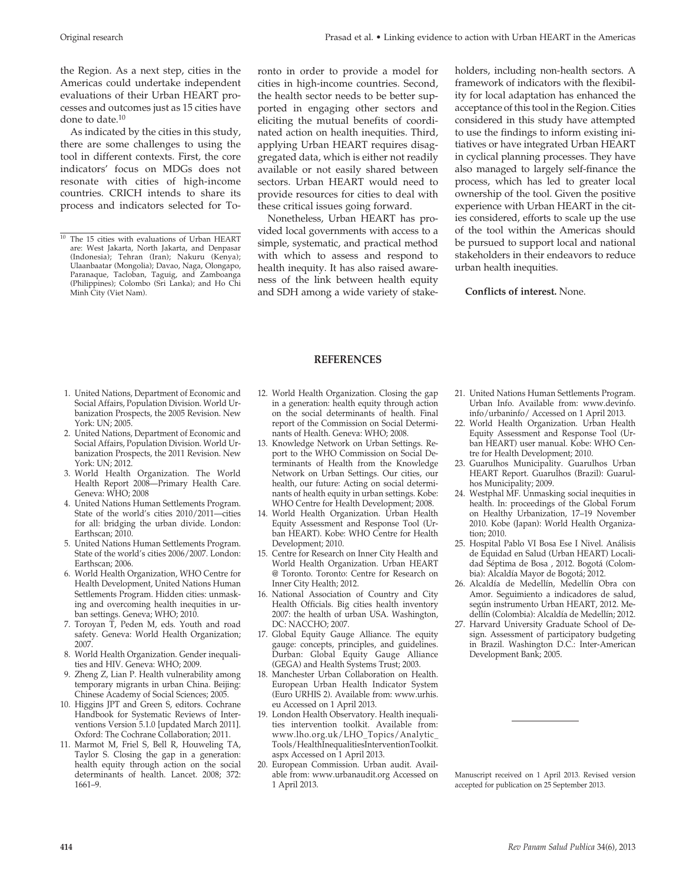the Region. As a next step, cities in the Americas could undertake independent evaluations of their Urban HEART processes and outcomes just as 15 cities have done to date.[10]

As indicated by the cities in this study, there are some challenges to using the tool in different contexts. First, the core indicators' focus on MDGs does not resonate with cities of high-income countries. CRICH intends to share its process and indicators selected for Toronto in order to provide a model for cities in high-income countries. Second, the health sector needs to be better supported in engaging other sectors and eliciting the mutual benefits of coordinated action on health inequities. Third, applying Urban HEART requires disaggregated data, which is either not readily available or not easily shared between sectors. Urban HEART would need to provide resources for cities to deal with these critical issues going forward.

Nonetheless, Urban HEART has provided local governments with access to a simple, systematic, and practical method with which to assess and respond to health inequity. It has also raised awareness of the link between health equity and SDH among a wide variety of stakeholders, including non-health sectors. A framework of indicators with the flexibility for local adaptation has enhanced the acceptance of this tool in the Region. Cities considered in this study have attempted to use the findings to inform existing initiatives or have integrated Urban HEART in cyclical planning processes. They have also managed to largely self-finance the process, which has led to greater local ownership of the tool. Given the positive experience with Urban HEART in the cities considered, efforts to scale up the use of the tool within the Americas should be pursued to support local and national stakeholders in their endeavors to reduce urban health inequities.

**Conflicts of interest.** None.

[10] The 15 cities with evaluations of Urban HEART are: West Jakarta, North Jakarta, and Denpasar (Indonesia); Tehran (Iran); Nakuru (Kenya); Ulaanbaatar (Mongolia); Davao, Naga, Olongapo, Paranaque, Tacloban, Taguig, and Zamboanga (Philippines); Colombo (Sri Lanka); and Ho Chi Minh City (Viet Nam).

## REFERENCES

1. United Nations, Department of Economic and Social Affairs, Population Division. World Urbanization Prospects, the 2005 Revision. New York: UN; 2005.
2. United Nations, Department of Economic and Social Affairs, Population Division. World Urbanization Prospects, the 2011 Revision. New York: UN; 2012.
3. World Health Organization. The World Health Report 2008—Primary Health Care. Geneva: WHO; 2008
4. United Nations Human Settlements Program. State of the world's cities 2010/2011—cities for all: bridging the urban divide. London: Earthscan; 2010.
5. United Nations Human Settlements Program. State of the world's cities 2006/2007. London: Earthscan; 2006.
6. World Health Organization, WHO Centre for Health Development, United Nations Human Settlements Program. Hidden cities: unmasking and overcoming health inequities in urban settings. Geneva; WHO; 2010.
7. Toroyan T, Peden M, eds. Youth and road safety. Geneva: World Health Organization; 2007.
8. World Health Organization. Gender inequalities and HIV. Geneva: WHO; 2009.
9. Zheng Z, Lian P. Health vulnerability among temporary migrants in urban China. Beijing: Chinese Academy of Social Sciences; 2005.
10. Higgins JPT and Green S, editors. Cochrane Handbook for Systematic Reviews of Interventions Version 5.1.0 [updated March 2011]. Oxford: The Cochrane Collaboration; 2011.
11. Marmot M, Friel S, Bell R, Houweling TA, Taylor S. Closing the gap in a generation: health equity through action on the social determinants of health. Lancet. 2008; 372: 1661–9.
12. World Health Organization. Closing the gap in a generation: health equity through action on the social determinants of health. Final report of the Commission on Social Determinants of Health. Geneva: WHO; 2008.
13. Knowledge Network on Urban Settings. Report to the WHO Commission on Social Determinants of Health from the Knowledge Network on Urban Settings. Our cities, our health, our future: Acting on social determinants of health equity in urban settings. Kobe: WHO Centre for Health Development; 2008.
14. World Health Organization. Urban Health Equity Assessment and Response Tool (Urban HEART). Kobe: WHO Centre for Health Development; 2010.
15. Centre for Research on Inner City Health and World Health Organization. Urban HEART @ Toronto. Toronto: Centre for Research on Inner City Health; 2012.
16. National Association of Country and City Health Officials. Big cities health inventory 2007: the health of urban USA. Washington, DC: NACCHO; 2007.
17. Global Equity Gauge Alliance. The equity gauge: concepts, principles, and guidelines. Durban: Global Equity Gauge Alliance (GEGA) and Health Systems Trust; 2003.
18. Manchester Urban Collaboration on Health. European Urban Health Indicator System (Euro URHIS 2). Available from: www.urhis.eu Accessed on 1 April 2013.
19. London Health Observatory. Health inequalities intervention toolkit. Available from: www.lho.org.uk/LHO_Topics/Analytic_Tools/HealthInequalitiesInterventionToolkit.aspx Accessed on 1 April 2013.
20. European Commission. Urban audit. Available from: www.urbanaudit.org Accessed on 1 April 2013.
21. United Nations Human Settlements Program. Urban Info. Available from: www.devinfo.info/urbaninfo/ Accessed on 1 April 2013.
22. World Health Organization. Urban Health Equity Assessment and Response Tool (Urban HEART) user manual. Kobe: WHO Centre for Health Development; 2010.
23. Guarulhos Municipality. Guarulhos Urban HEART Report. Guarulhos (Brazil): Guarulhos Municipality; 2009.
24. Westphal MF. Unmasking social inequities in health. In: proceedings of the Global Forum on Healthy Urbanization, 17–19 November 2010. Kobe (Japan): World Health Organization; 2010.
25. Hospital Pablo VI Bosa Ese I Nivel. Análisis de Equidad en Salud (Urban HEART) Localidad Séptima de Bosa , 2012. Bogotá (Colombia): Alcaldía Mayor de Bogotá; 2012.
26. Alcaldía de Medellín, Medellín Obra con Amor. Seguimiento a indicadores de salud, según instrumento Urban HEART, 2012. Medellín (Colombia): Alcaldía de Medellín; 2012.
27. Harvard University Graduate School of Design. Assessment of participatory budgeting in Brazil. Washington D.C.: Inter-American Development Bank; 2005.

Manuscript received on 1 April 2013. Revised version accepted for publication on 25 September 2013.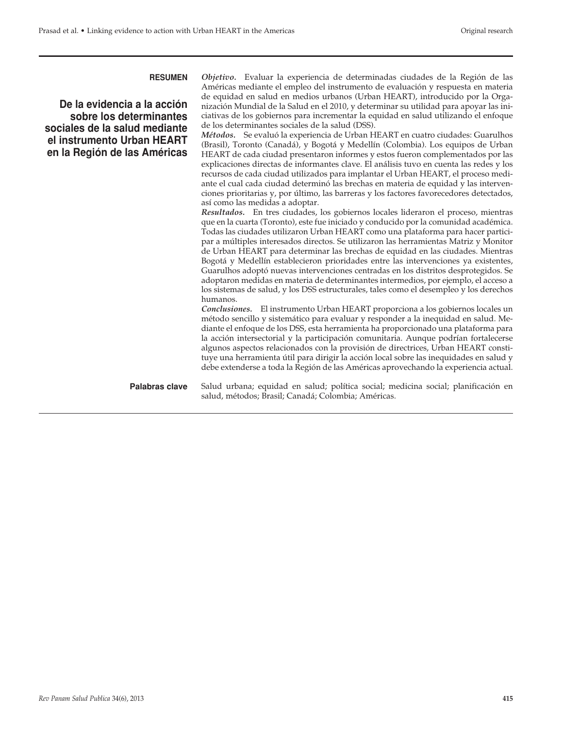## RESUMEN

### De la evidencia a la acción sobre los determinantes sociales de la salud mediante el instrumento Urban HEART en la Región de las Américas

***Objetivo.*** Evaluar la experiencia de determinadas ciudades de la Región de las Américas mediante el empleo del instrumento de evaluación y respuesta en materia de equidad en salud en medios urbanos (Urban HEART), introducido por la Organización Mundial de la Salud en el 2010, y determinar su utilidad para apoyar las iniciativas de los gobiernos para incrementar la equidad en salud utilizando el enfoque de los determinantes sociales de la salud (DSS).

***Métodos.*** Se evaluó la experiencia de Urban HEART en cuatro ciudades: Guarulhos (Brasil), Toronto (Canadá), y Bogotá y Medellín (Colombia). Los equipos de Urban HEART de cada ciudad presentaron informes y estos fueron complementados por las explicaciones directas de informantes clave. El análisis tuvo en cuenta las redes y los recursos de cada ciudad utilizados para implantar el Urban HEART, el proceso mediante el cual cada ciudad determinó las brechas en materia de equidad y las intervenciones prioritarias y, por último, las barreras y los factores favorecedores detectados, así como las medidas a adoptar.

***Resultados.*** En tres ciudades, los gobiernos locales lideraron el proceso, mientras que en la cuarta (Toronto), este fue iniciado y conducido por la comunidad académica. Todas las ciudades utilizaron Urban HEART como una plataforma para hacer participar a múltiples interesados directos. Se utilizaron las herramientas Matriz y Monitor de Urban HEART para determinar las brechas de equidad en las ciudades. Mientras Bogotá y Medellín establecieron prioridades entre las intervenciones ya existentes, Guarulhos adoptó nuevas intervenciones centradas en los distritos desprotegidos. Se adoptaron medidas en materia de determinantes intermedios, por ejemplo, el acceso a los sistemas de salud, y los DSS estructurales, tales como el desempleo y los derechos humanos.

***Conclusiones.*** El instrumento Urban HEART proporciona a los gobiernos locales un método sencillo y sistemático para evaluar y responder a la inequidad en salud. Mediante el enfoque de los DSS, esta herramienta ha proporcionado una plataforma para la acción intersectorial y la participación comunitaria. Aunque podrían fortalecerse algunos aspectos relacionados con la provisión de directrices, Urban HEART constituye una herramienta útil para dirigir la acción local sobre las inequidades en salud y debe extenderse a toda la Región de las Américas aprovechando la experiencia actual.

**Palabras clave** Salud urbana; equidad en salud; política social; medicina social; planificación en salud, métodos; Brasil; Canadá; Colombia; Américas.